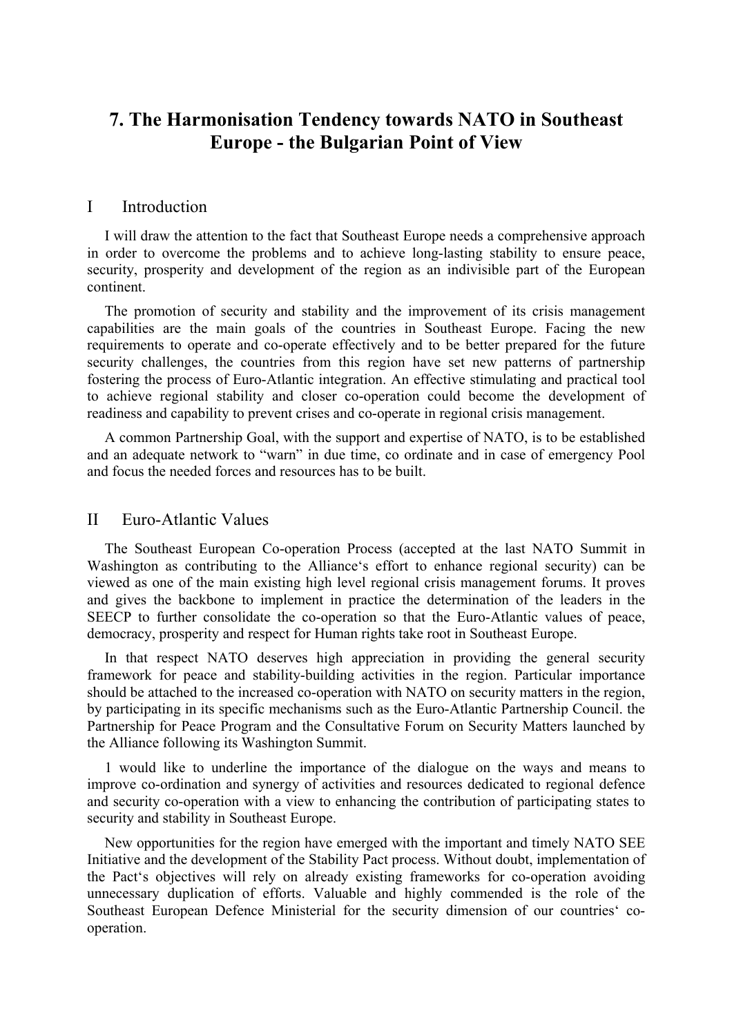# 7. The Harmonisation Tendency towards NATO in Southeast Europe - the Bulgarian Point of View

## I Introduction

I will draw the attention to the fact that Southeast Europe needs a comprehensive approach in order to overcome the problems and to achieve long-lasting stability to ensure peace, security, prosperity and development of the region as an indivisible part of the European continent.

The promotion of security and stability and the improvement of its crisis management capabilities are the main goals of the countries in Southeast Europe. Facing the new requirements to operate and co-operate effectively and to be better prepared for the future security challenges, the countries from this region have set new patterns of partnership fostering the process of Euro-Atlantic integration. An effective stimulating and practical tool to achieve regional stability and closer co-operation could become the development of readiness and capability to prevent crises and co-operate in regional crisis management.

A common Partnership Goal, with the support and expertise of NATO, is to be established and an adequate network to "warn" in due time, co ordinate and in case of emergency Pool and focus the needed forces and resources has to be built.

## II Euro-Atlantic Values

The Southeast European Co-operation Process (accepted at the last NATO Summit in Washington as contributing to the Alliance's effort to enhance regional security) can be viewed as one of the main existing high level regional crisis management forums. It proves and gives the backbone to implement in practice the determination of the leaders in the SEECP to further consolidate the co-operation so that the Euro-Atlantic values of peace, democracy, prosperity and respect for Human rights take root in Southeast Europe.

In that respect NATO deserves high appreciation in providing the general security framework for peace and stability-building activities in the region. Particular importance should be attached to the increased co-operation with NATO on security matters in the region, by participating in its specific mechanisms such as the Euro-Atlantic Partnership Council. the Partnership for Peace Program and the Consultative Forum on Security Matters launched by the Alliance following its Washington Summit.

1 would like to underline the importance of the dialogue on the ways and means to improve co-ordination and synergy of activities and resources dedicated to regional defence and security co-operation with a view to enhancing the contribution of participating states to security and stability in Southeast Europe.

New opportunities for the region have emerged with the important and timely NATO SEE Initiative and the development of the Stability Pact process. Without doubt, implementation of the Pact's objectives will rely on already existing frameworks for co-operation avoiding unnecessary duplication of efforts. Valuable and highly commended is the role of the Southeast European Defence Ministerial for the security dimension of our countries' co-operation.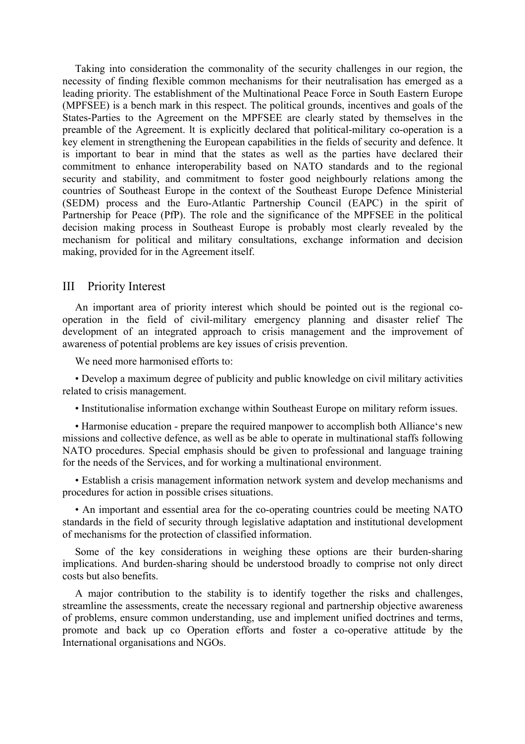Taking into consideration the commonality of the security challenges in our region, the necessity of finding flexible common mechanisms for their neutralisation has emerged as a leading priority. The establishment of the Multinational Peace Force in South Eastern Europe (MPFSEE) is a bench mark in this respect. The political grounds, incentives and goals of the States-Parties to the Agreement on the MPFSEE are clearly stated by themselves in the preamble of the Agreement. lt is explicitly declared that political-military co-operation is a key element in strengthening the European capabilities in the fields of security and defence. lt is important to bear in mind that the states as well as the parties have declared their commitment to enhance interoperability based on NATO standards and to the regional security and stability, and commitment to foster good neighbourly relations among the countries of Southeast Europe in the context of the Southeast Europe Defence Ministerial (SEDM) process and the Euro-Atlantic Partnership Council (EAPC) in the spirit of Partnership for Peace (PfP). The role and the significance of the MPFSEE in the political decision making process in Southeast Europe is probably most clearly revealed by the mechanism for political and military consultations, exchange information and decision making, provided for in the Agreement itself.

## III Priority Interest

An important area of priority interest which should be pointed out is the regional co-operation in the field of civil-military emergency planning and disaster relief The development of an integrated approach to crisis management and the improvement of awareness of potential problems are key issues of crisis prevention.

We need more harmonised efforts to:

• Develop a maximum degree of publicity and public knowledge on civil military activities related to crisis management.

• Institutionalise information exchange within Southeast Europe on military reform issues.

• Harmonise education - prepare the required manpower to accomplish both Alliance's new missions and collective defence, as well as be able to operate in multinational staffs following NATO procedures. Special emphasis should be given to professional and language training for the needs of the Services, and for working a multinational environment.

• Establish a crisis management information network system and develop mechanisms and procedures for action in possible crises situations.

• An important and essential area for the co-operating countries could be meeting NATO standards in the field of security through legislative adaptation and institutional development of mechanisms for the protection of classified information.

Some of the key considerations in weighing these options are their burden-sharing implications. And burden-sharing should be understood broadly to comprise not only direct costs but also benefits.

A major contribution to the stability is to identify together the risks and challenges, streamline the assessments, create the necessary regional and partnership objective awareness of problems, ensure common understanding, use and implement unified doctrines and terms, promote and back up co Operation efforts and foster a co-operative attitude by the International organisations and NGOs.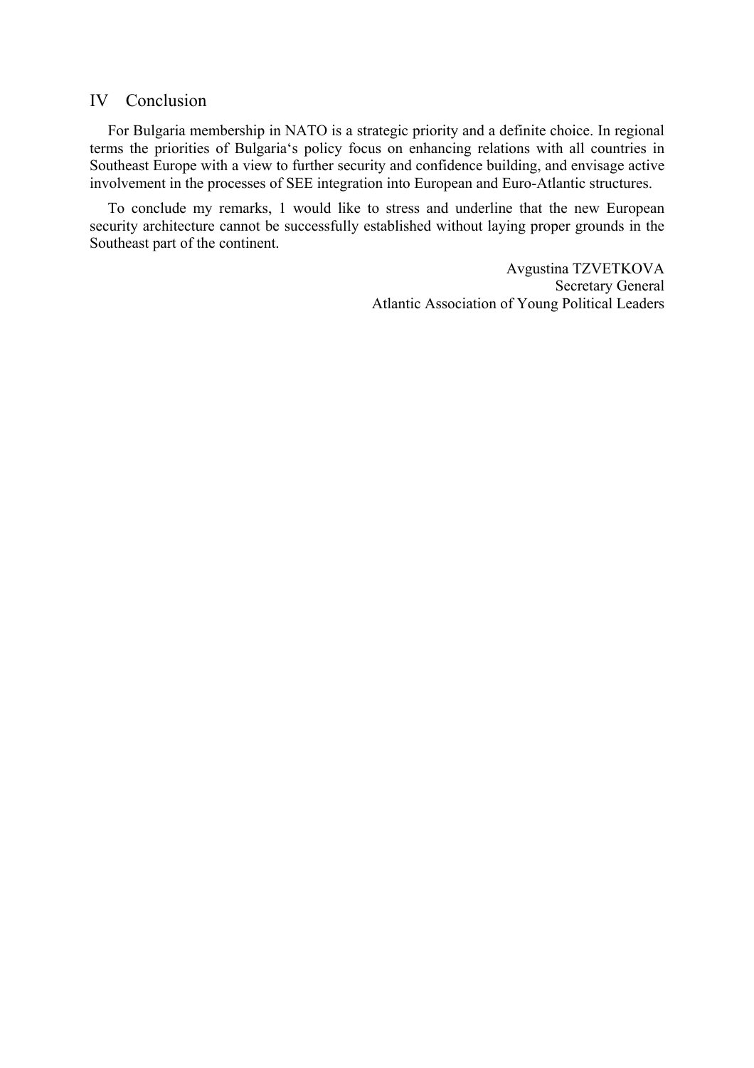## IV Conclusion

For Bulgaria membership in NATO is a strategic priority and a definite choice. In regional terms the priorities of Bulgaria's policy focus on enhancing relations with all countries in Southeast Europe with a view to further security and confidence building, and envisage active involvement in the processes of SEE integration into European and Euro-Atlantic structures.

To conclude my remarks, 1 would like to stress and underline that the new European security architecture cannot be successfully established without laying proper grounds in the Southeast part of the continent.

Avgustina TZVETKOVA
Secretary General
Atlantic Association of Young Political Leaders